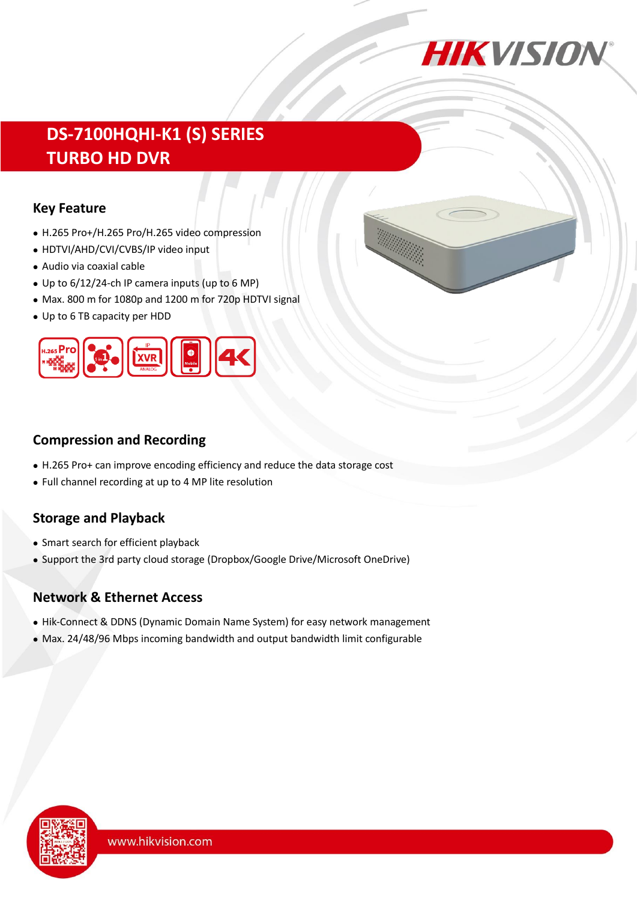# DS-7100HQHI-K1 (S) SERIES
# TURBO HD DVR

## Key Feature

- H.265 Pro+/H.265 Pro/H.265 video compression
- HDTVI/AHD/CVI/CVBS/IP video input
- Audio via coaxial cable
- Up to 6/12/24-ch IP camera inputs (up to 6 MP)
- Max. 800 m for 1080p and 1200 m for 720p HDTVI signal
- Up to 6 TB capacity per HDD

## Compression and Recording

- H.265 Pro+ can improve encoding efficiency and reduce the data storage cost
- Full channel recording at up to 4 MP lite resolution

## Storage and Playback

- Smart search for efficient playback
- Support the 3rd party cloud storage (Dropbox/Google Drive/Microsoft OneDrive)

## Network & Ethernet Access

- Hik-Connect & DDNS (Dynamic Domain Name System) for easy network management
- Max. 24/48/96 Mbps incoming bandwidth and output bandwidth limit configurable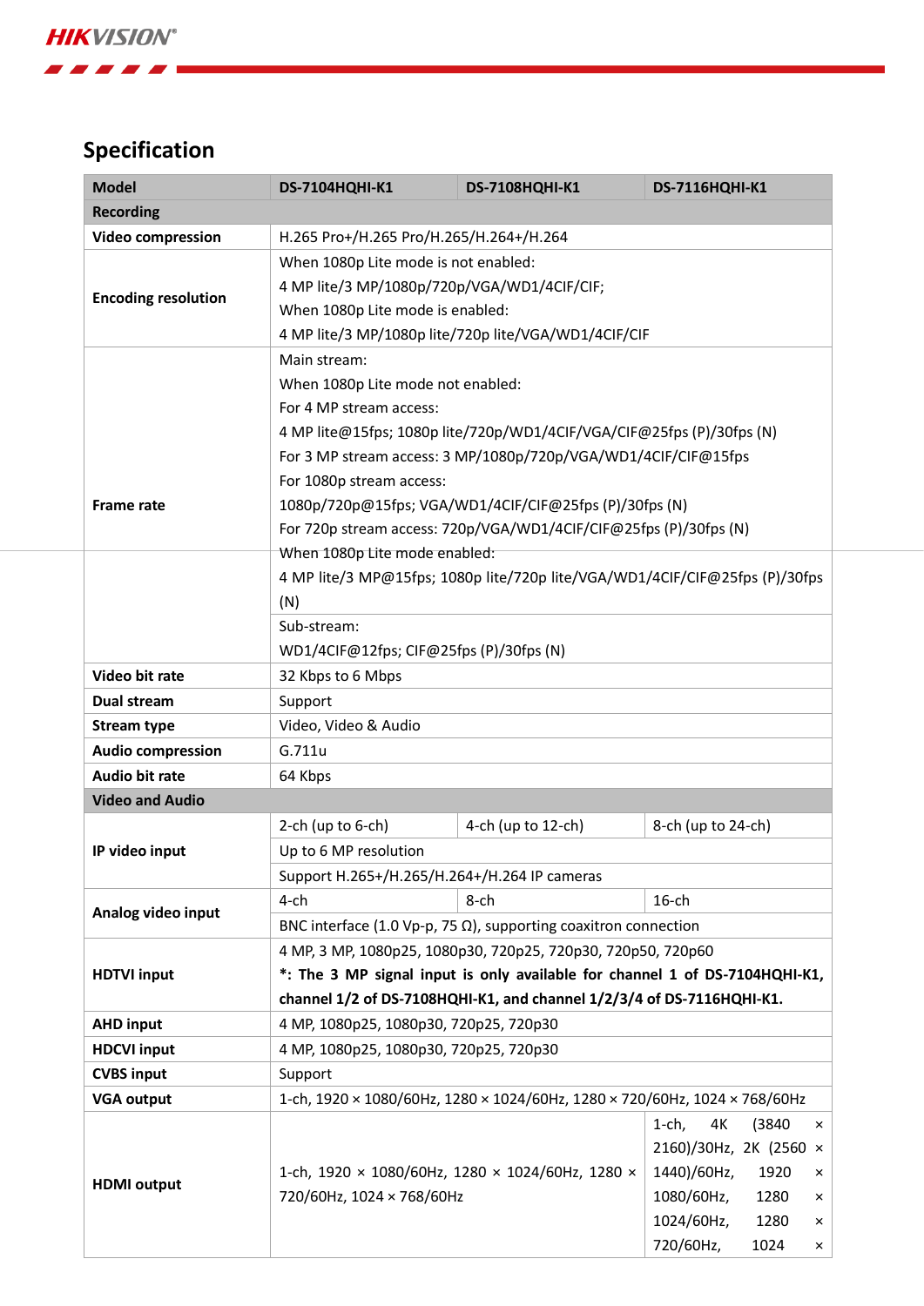## Specification

| Model | DS-7104HQHI-K1 | DS-7108HQHI-K1 | DS-7116HQHI-K1 |
|---|---|---|---|
| **Recording** | | | |
| **Video compression** | H.265 Pro+/H.265 Pro/H.265/H.264+/H.264 | | |
| **Encoding resolution** | When 1080p Lite mode is not enabled:<br>4 MP lite/3 MP/1080p/720p/VGA/WD1/4CIF/CIF;<br>When 1080p Lite mode is enabled:<br>4 MP lite/3 MP/1080p lite/720p lite/VGA/WD1/4CIF/CIF | | |
| **Frame rate** | Main stream:<br>When 1080p Lite mode not enabled:<br>For 4 MP stream access:<br>4 MP lite@15fps; 1080p lite/720p/WD1/4CIF/VGA/CIF@25fps (P)/30fps (N)<br>For 3 MP stream access: 3 MP/1080p/720p/VGA/WD1/4CIF/CIF@15fps<br>For 1080p stream access:<br>1080p/720p@15fps; VGA/WD1/4CIF/CIF@25fps (P)/30fps (N)<br>For 720p stream access: 720p/VGA/WD1/4CIF/CIF@25fps (P)/30fps (N)<br>When 1080p Lite mode enabled:<br>4 MP lite/3 MP@15fps; 1080p lite/720p lite/VGA/WD1/4CIF/CIF@25fps (P)/30fps (N) | | |
| | Sub-stream:<br>WD1/4CIF@12fps; CIF@25fps (P)/30fps (N) | | |
| **Video bit rate** | 32 Kbps to 6 Mbps | | |
| **Dual stream** | Support | | |
| **Stream type** | Video, Video & Audio | | |
| **Audio compression** | G.711u | | |
| **Audio bit rate** | 64 Kbps | | |
| **Video and Audio** | | | |
| **IP video input** | 2-ch (up to 6-ch) | 4-ch (up to 12-ch) | 8-ch (up to 24-ch) |
| | Up to 6 MP resolution | | |
| | Support H.265+/H.265/H.264+/H.264 IP cameras | | |
| **Analog video input** | 4-ch | 8-ch | 16-ch |
| | BNC interface (1.0 Vp-p, 75 Ω), supporting coaxitron connection | | |
| **HDTVI input** | 4 MP, 3 MP, 1080p25, 1080p30, 720p25, 720p30, 720p50, 720p60<br>**\*: The 3 MP signal input is only available for channel 1 of DS-7104HQHI-K1, channel 1/2 of DS-7108HQHI-K1, and channel 1/2/3/4 of DS-7116HQHI-K1.** | | |
| **AHD input** | 4 MP, 1080p25, 1080p30, 720p25, 720p30 | | |
| **HDCVI input** | 4 MP, 1080p25, 1080p30, 720p25, 720p30 | | |
| **CVBS input** | Support | | |
| **VGA output** | 1-ch, 1920 × 1080/60Hz, 1280 × 1024/60Hz, 1280 × 720/60Hz, 1024 × 768/60Hz | | |
| **HDMI output** | 1-ch, 1920 × 1080/60Hz, 1280 × 1024/60Hz, 1280 × 720/60Hz, 1024 × 768/60Hz | | 1-ch, 4K (3840 × 2160)/30Hz, 2K (2560 × 1440)/60Hz, 1920 × 1080/60Hz, 1280 × 1024/60Hz, 1280 × 720/60Hz, 1024 × |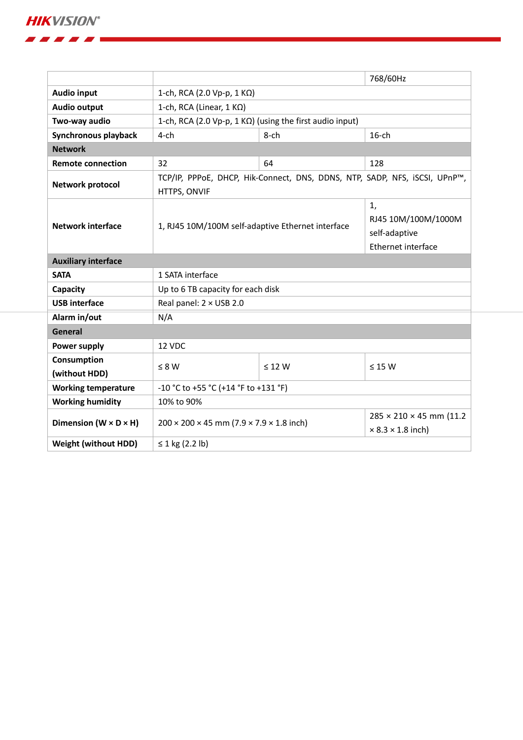| | | | |
|---|---|---|---|
| | | | 768/60Hz |
| **Audio input** | 1-ch, RCA (2.0 Vp-p, 1 KΩ) | | |
| **Audio output** | 1-ch, RCA (Linear, 1 KΩ) | | |
| **Two-way audio** | 1-ch, RCA (2.0 Vp-p, 1 KΩ) (using the first audio input) | | |
| **Synchronous playback** | 4-ch | 8-ch | 16-ch |
| **Network** | | | |
| **Remote connection** | 32 | 64 | 128 |
| **Network protocol** | TCP/IP, PPPoE, DHCP, Hik-Connect, DNS, DDNS, NTP, SADP, NFS, iSCSI, UPnP™, HTTPS, ONVIF | | |
| **Network interface** | 1, RJ45 10M/100M self-adaptive Ethernet interface | | 1, RJ45 10M/100M/1000M self-adaptive Ethernet interface |
| **Auxiliary interface** | | | |
| **SATA** | 1 SATA interface | | |
| **Capacity** | Up to 6 TB capacity for each disk | | |
| **USB interface** | Real panel: 2 × USB 2.0 | | |
| **Alarm in/out** | N/A | | |
| **General** | | | |
| **Power supply** | 12 VDC | | |
| **Consumption (without HDD)** | ≤ 8 W | ≤ 12 W | ≤ 15 W |
| **Working temperature** | -10 °C to +55 °C (+14 °F to +131 °F) | | |
| **Working humidity** | 10% to 90% | | |
| **Dimension (W × D × H)** | 200 × 200 × 45 mm (7.9 × 7.9 × 1.8 inch) | | 285 × 210 × 45 mm (11.2 × 8.3 × 1.8 inch) |
| **Weight (without HDD)** | ≤ 1 kg (2.2 lb) | | |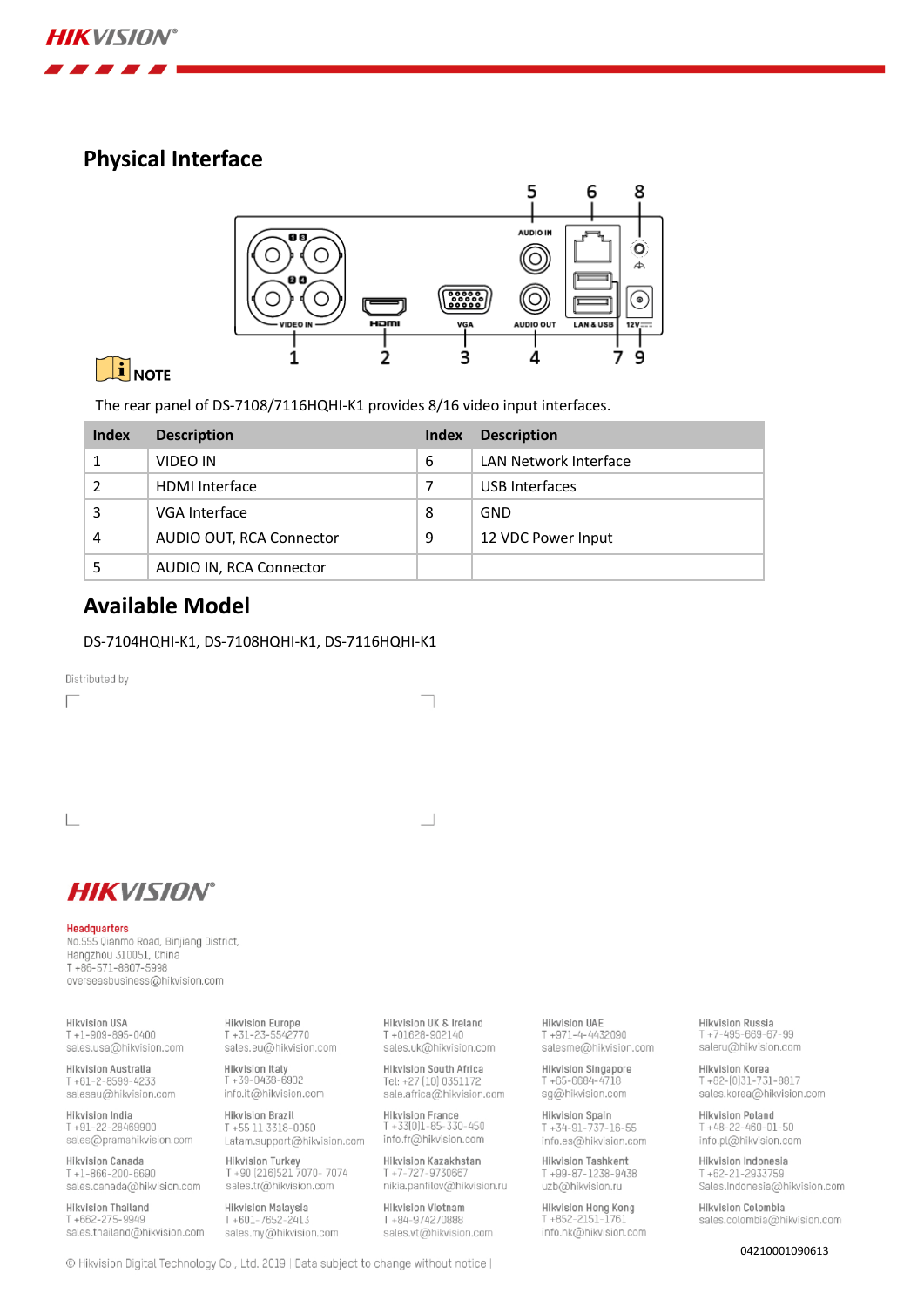## Physical Interface

5 6 8

AUDIO IN

VIDEO IN HDMI VGA AUDIO OUT LAN & USB 12V

1 2 3 4 7 9

NOTE

The rear panel of DS-7108/7116HQHI-K1 provides 8/16 video input interfaces.

| Index | Description | Index | Description |
|---|---|---|---|
| 1 | VIDEO IN | 6 | LAN Network Interface |
| 2 | HDMI Interface | 7 | USB Interfaces |
| 3 | VGA Interface | 8 | GND |
| 4 | AUDIO OUT, RCA Connector | 9 | 12 VDC Power Input |
| 5 | AUDIO IN, RCA Connector | | |

## Available Model

DS-7104HQHI-K1, DS-7108HQHI-K1, DS-7116HQHI-K1

Distributed by

**HIKVISION**

**Headquarters**
No.555 Qianmo Road, Binjiang District,
Hangzhou 310051, China
T +86-571-8807-5998
overseasbusiness@hikvision.com

Hikvision USA
T +1-909-895-0400
sales.usa@hikvision.com

Hikvision Europe
T +31-23-5542770
sales.eu@hikvision.com

Hikvision UK & Ireland
T +01628-902140
sales.uk@hikvision.com

Hikvision UAE
T +971-4-4432090
salesme@hikvision.com

Hikvision Russia
T +7-495-669-67-99
saleru@hikvision.com

Hikvision Australia
T +61-2-8599-4233
salesau@hikvision.com

Hikvision Italy
T +39-0438-6902
info.it@hikvision.com

Hikvision South Africa
Tel: +27 (10) 0351172
sale.africa@hikvision.com

Hikvision Singapore
T +65-6684-4718
sg@hikvision.com

Hikvision Korea
T +82-(0)31-731-8817
sales.korea@hikvision.com

Hikvision India
T +91-22-28469900
sales@pramahikvision.com

Hikvision Brazil
T +55 11 3318-0050
Latam.support@hikvision.com

Hikvision France
T +33(0)1-85-330-450
info.fr@hikvision.com

Hikvision Spain
T +34-91-737-16-55
info.es@hikvision.com

Hikvision Poland
T +48-22-460-01-50
info.pl@hikvision.com

Hikvision Canada
T +1-866-200-6690
sales.canada@hikvision.com

Hikvision Turkey
T +90 (216)521 7070- 7074
sales.tr@hikvision.com

Hikvision Kazakhstan
T +7-727-9730667
nikia.panfilov@hikvision.ru

Hikvision Tashkent
T +99-87-1238-9438
uzb@hikvision.ru

Hikvision Indonesia
T +62-21-2933759
Sales.Indonesia@hikvision.com

Hikvision Thailand
T +662-275-9949
sales.thailand@hikvision.com

Hikvision Malaysia
T +601-7652-2413
sales.my@hikvision.com

Hikvision Vietnam
T +84-974270888
sales.vt@hikvision.com

Hikvision Hong Kong
T +852-2151-1761
info.hk@hikvision.com

Hikvision Colombia
sales.colombia@hikvision.com

04210001090613

© Hikvision Digital Technology Co., Ltd. 2019 | Data subject to change without notice |